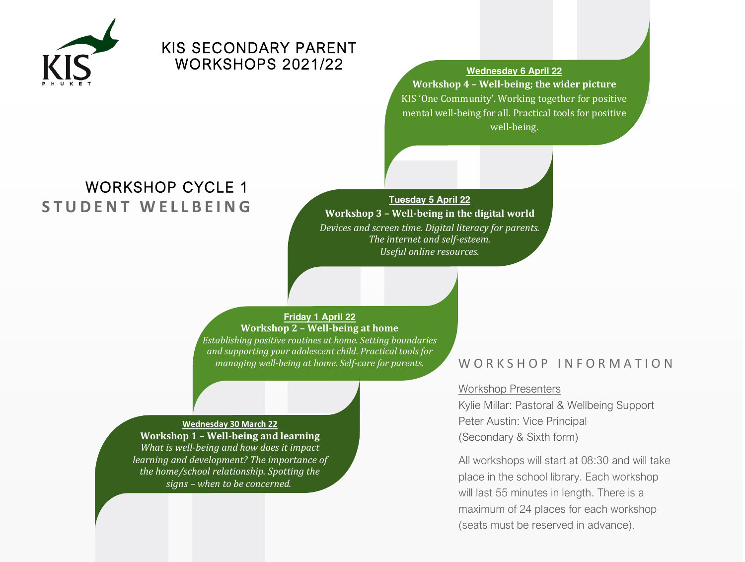# KIS SECONDARY PARENT WORKSHOPS 2021/22

## WORKSHOP CYCLE 1
## STUDENT WELLBEING

**Wednesday 30 March 22**

**Workshop 1 – Well-being and learning**

*What is well-being and how does it impact learning and development? The importance of the home/school relationship. Spotting the signs – when to be concerned.*

**Friday 1 April 22**

**Workshop 2 – Well-being at home**

*Establishing positive routines at home. Setting boundaries and supporting your adolescent child. Practical tools for managing well-being at home. Self-care for parents.*

**Tuesday 5 April 22**

**Workshop 3 – Well-being in the digital world**

*Devices and screen time. Digital literacy for parents. The internet and self-esteem. Useful online resources.*

**Wednesday 6 April 22**

**Workshop 4 – Well-being; the wider picture**

KIS 'One Community'. Working together for positive mental well-being for all. Practical tools for positive well-being.

## WORKSHOP INFORMATION

Workshop Presenters

Kylie Millar: Pastoral & Wellbeing Support

Peter Austin: Vice Principal (Secondary & Sixth form)

All workshops will start at 08:30 and will take place in the school library. Each workshop will last 55 minutes in length. There is a maximum of 24 places for each workshop (seats must be reserved in advance).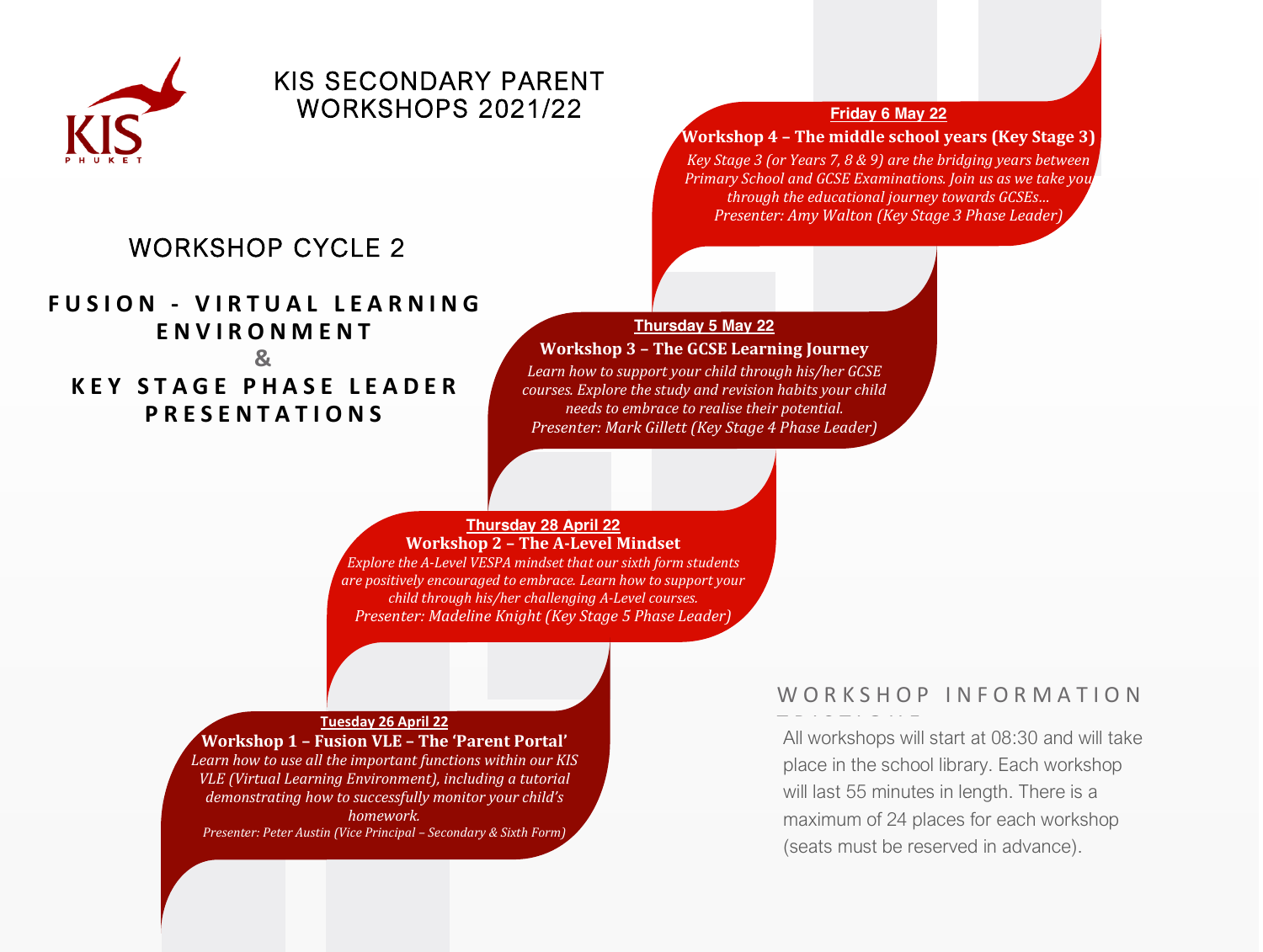# KIS SECONDARY PARENT WORKSHOPS 2021/22

## WORKSHOP CYCLE 2

**FUSION - VIRTUAL LEARNING ENVIRONMENT**
**&**
**KEY STAGE PHASE LEADER PRESENTATIONS**

**Tuesday 26 April 22**

**Workshop 1 – Fusion VLE – The 'Parent Portal'**

*Learn how to use all the important functions within our KIS VLE (Virtual Learning Environment), including a tutorial demonstrating how to successfully monitor your child's homework.*

*Presenter: Peter Austin (Vice Principal – Secondary & Sixth Form)*

**Thursday 28 April 22**

**Workshop 2 – The A-Level Mindset**

*Explore the A-Level VESPA mindset that our sixth form students are positively encouraged to embrace. Learn how to support your child through his/her challenging A-Level courses.*

*Presenter: Madeline Knight (Key Stage 5 Phase Leader)*

**Thursday 5 May 22**

**Workshop 3 – The GCSE Learning Journey**

*Learn how to support your child through his/her GCSE courses. Explore the study and revision habits your child needs to embrace to realise their potential.*

*Presenter: Mark Gillett (Key Stage 4 Phase Leader)*

**Friday 6 May 22**

**Workshop 4 – The middle school years (Key Stage 3)**

*Key Stage 3 (or Years 7, 8 & 9) are the bridging years between Primary School and GCSE Examinations. Join us as we take you through the educational journey towards GCSEs…*

*Presenter: Amy Walton (Key Stage 3 Phase Leader)*

## WORKSHOP INFORMATION

All workshops will start at 08:30 and will take place in the school library. Each workshop will last 55 minutes in length. There is a maximum of 24 places for each workshop (seats must be reserved in advance).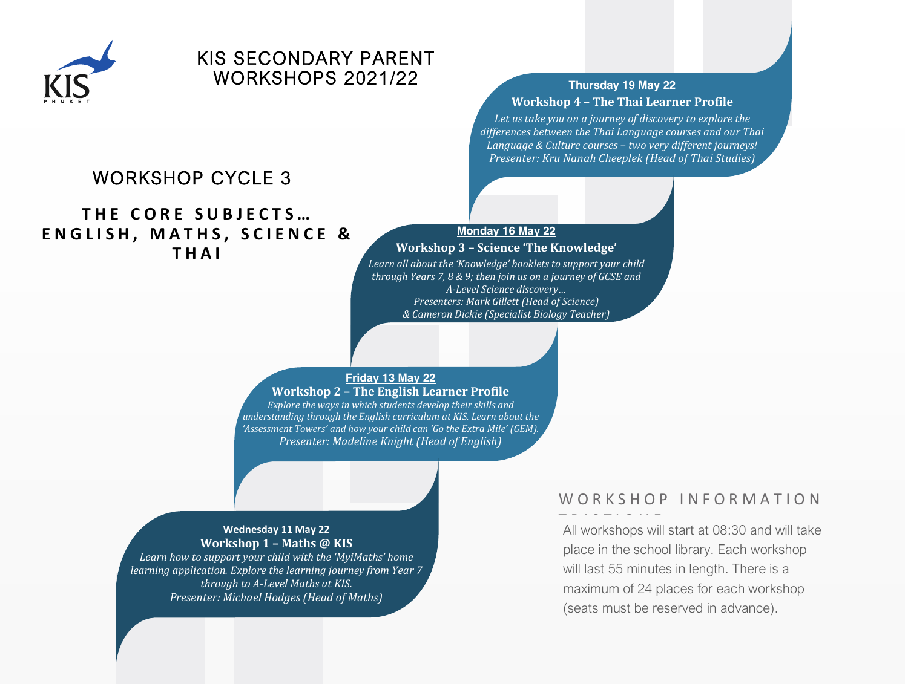# KIS SECONDARY PARENT WORKSHOPS 2021/22

## WORKSHOP CYCLE 3

**THE CORE SUBJECTS… ENGLISH, MATHS, SCIENCE & THAI**

**Wednesday 11 May 22**

**Workshop 1 – Maths @ KIS**

*Learn how to support your child with the 'MyiMaths' home learning application. Explore the learning journey from Year 7 through to A-Level Maths at KIS.*

*Presenter: Michael Hodges (Head of Maths)*

**Friday 13 May 22**

**Workshop 2 – The English Learner Profile**

*Explore the ways in which students develop their skills and understanding through the English curriculum at KIS. Learn about the 'Assessment Towers' and how your child can 'Go the Extra Mile' (GEM).*

*Presenter: Madeline Knight (Head of English)*

**Monday 16 May 22**

**Workshop 3 – Science 'The Knowledge'**

*Learn all about the 'Knowledge' booklets to support your child through Years 7, 8 & 9; then join us on a journey of GCSE and A-Level Science discovery…*

*Presenters: Mark Gillett (Head of Science) & Cameron Dickie (Specialist Biology Teacher)*

**Thursday 19 May 22**

**Workshop 4 – The Thai Learner Profile**

*Let us take you on a journey of discovery to explore the differences between the Thai Language courses and our Thai Language & Culture courses – two very different journeys!*

*Presenter: Kru Nanah Cheeplek (Head of Thai Studies)*

## WORKSHOP INFORMATION

All workshops will start at 08:30 and will take place in the school library. Each workshop will last 55 minutes in length. There is a maximum of 24 places for each workshop (seats must be reserved in advance).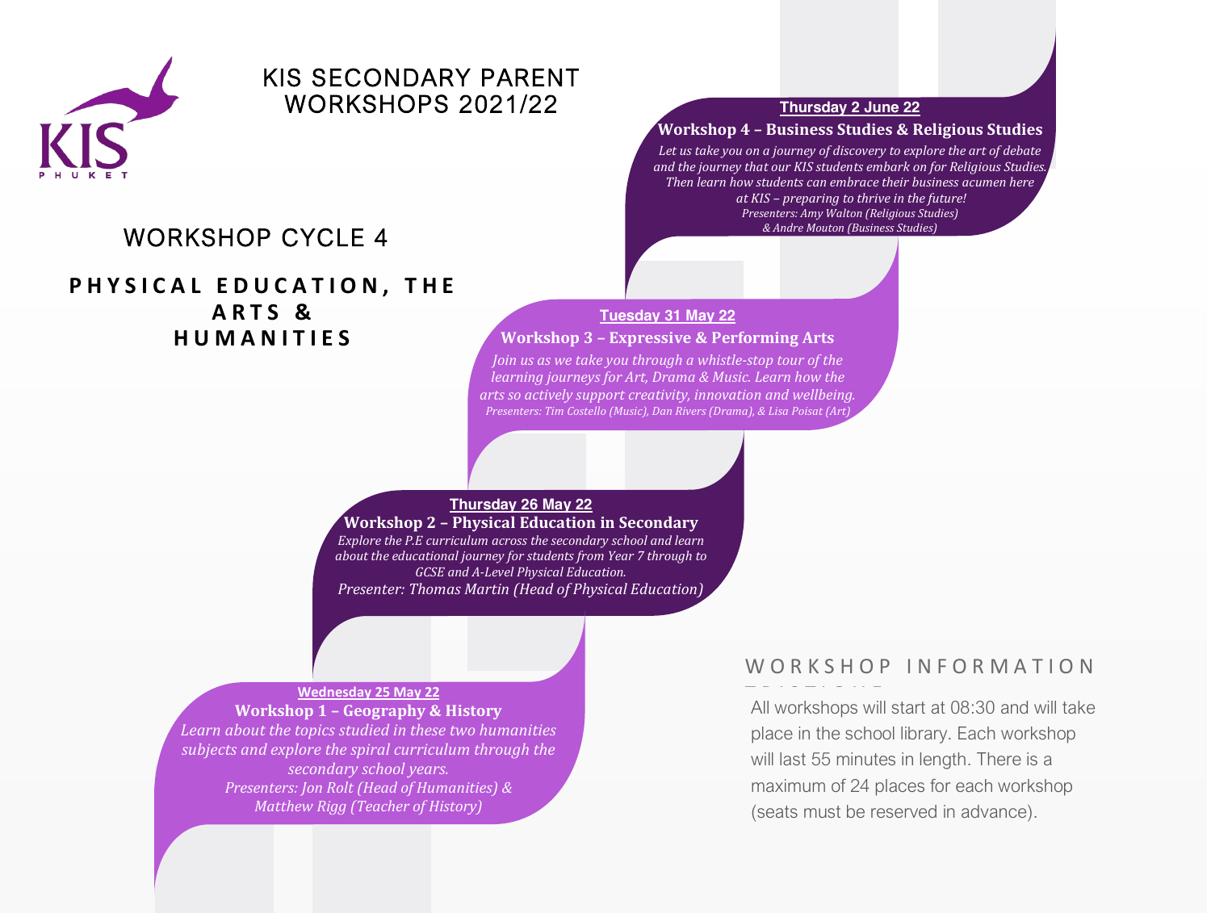KIS PHUKET

# KIS SECONDARY PARENT WORKSHOPS 2021/22

## WORKSHOP CYCLE 4

## PHYSICAL EDUCATION, THE ARTS & HUMANITIES

**Wednesday 25 May 22**

**Workshop 1 – Geography & History**

*Learn about the topics studied in these two humanities subjects and explore the spiral curriculum through the secondary school years.*

*Presenters: Jon Rolt (Head of Humanities) & Matthew Rigg (Teacher of History)*

**Thursday 26 May 22**

**Workshop 2 – Physical Education in Secondary**

*Explore the P.E curriculum across the secondary school and learn about the educational journey for students from Year 7 through to GCSE and A-Level Physical Education.*

*Presenter: Thomas Martin (Head of Physical Education)*

**Tuesday 31 May 22**

**Workshop 3 – Expressive & Performing Arts**

*Join us as we take you through a whistle-stop tour of the learning journeys for Art, Drama & Music. Learn how the arts so actively support creativity, innovation and wellbeing.*

*Presenters: Tim Costello (Music), Dan Rivers (Drama), & Lisa Poisat (Art)*

**Thursday 2 June 22**

**Workshop 4 – Business Studies & Religious Studies**

*Let us take you on a journey of discovery to explore the art of debate and the journey that our KIS students embark on for Religious Studies. Then learn how students can embrace their business acumen here at KIS – preparing to thrive in the future!*

*Presenters: Amy Walton (Religious Studies) & Andre Mouton (Business Studies)*

### WORKSHOP INFORMATION

All workshops will start at 08:30 and will take place in the school library. Each workshop will last 55 minutes in length. There is a maximum of 24 places for each workshop (seats must be reserved in advance).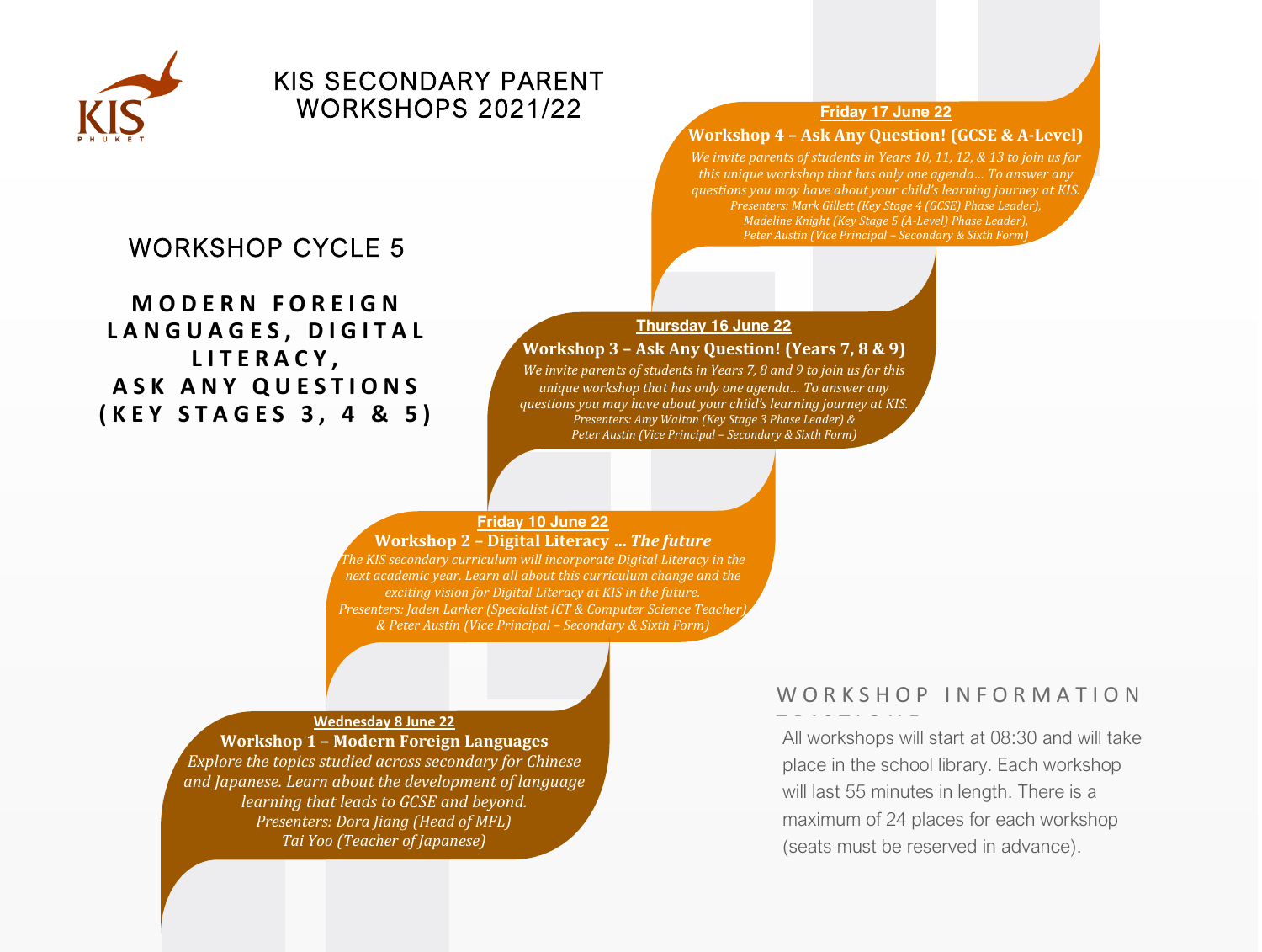# KIS SECONDARY PARENT WORKSHOPS 2021/22

## WORKSHOP CYCLE 5

**MODERN FOREIGN LANGUAGES, DIGITAL LITERACY, ASK ANY QUESTIONS (KEY STAGES 3, 4 & 5)**

**Wednesday 8 June 22**

**Workshop 1 – Modern Foreign Languages**

*Explore the topics studied across secondary for Chinese and Japanese. Learn about the development of language learning that leads to GCSE and beyond.*
*Presenters: Dora Jiang (Head of MFL)*
*Tai Yoo (Teacher of Japanese)*

**Friday 10 June 22**

**Workshop 2 – Digital Literacy … *The future***

*The KIS secondary curriculum will incorporate Digital Literacy in the next academic year. Learn all about this curriculum change and the exciting vision for Digital Literacy at KIS in the future.*
*Presenters: Jaden Larker (Specialist ICT & Computer Science Teacher) & Peter Austin (Vice Principal – Secondary & Sixth Form)*

**Thursday 16 June 22**

**Workshop 3 – Ask Any Question! (Years 7, 8 & 9)**

*We invite parents of students in Years 7, 8 and 9 to join us for this unique workshop that has only one agenda… To answer any questions you may have about your child's learning journey at KIS.*
*Presenters: Amy Walton (Key Stage 3 Phase Leader) & Peter Austin (Vice Principal – Secondary & Sixth Form)*

**Friday 17 June 22**

**Workshop 4 – Ask Any Question! (GCSE & A-Level)**

*We invite parents of students in Years 10, 11, 12, & 13 to join us for this unique workshop that has only one agenda… To answer any questions you may have about your child's learning journey at KIS.*
*Presenters: Mark Gillett (Key Stage 4 (GCSE) Phase Leader), Madeline Knight (Key Stage 5 (A-Level) Phase Leader), Peter Austin (Vice Principal – Secondary & Sixth Form)*

## WORKSHOP INFORMATION

All workshops will start at 08:30 and will take place in the school library. Each workshop will last 55 minutes in length. There is a maximum of 24 places for each workshop (seats must be reserved in advance).